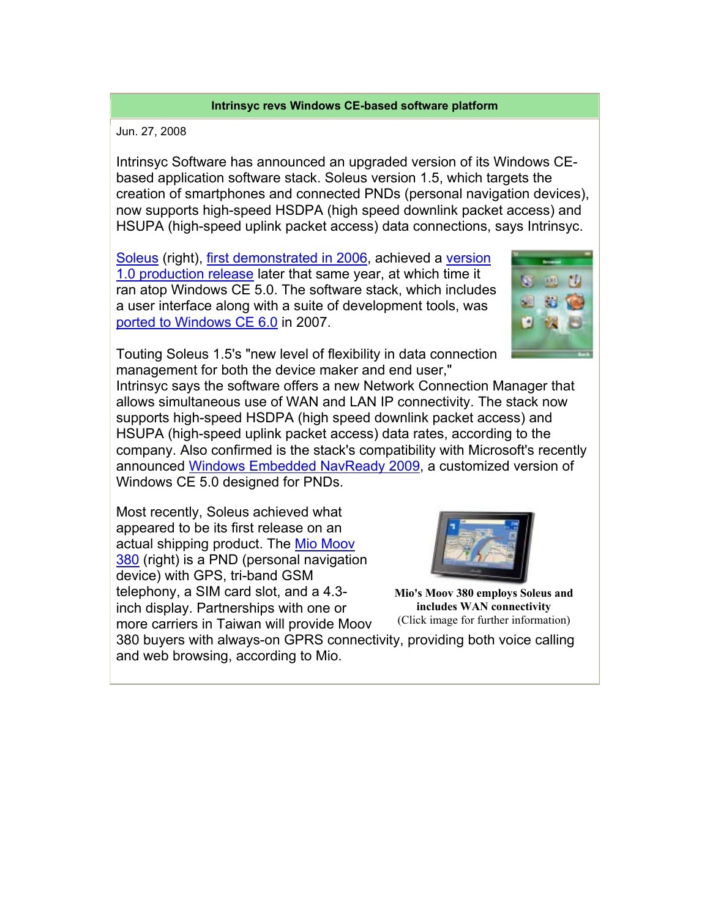## Intrinsyc revs Windows CE-based software platform

Jun. 27, 2008

Intrinsyc Software has announced an upgraded version of its Windows CE-based application software stack. Soleus version 1.5, which targets the creation of smartphones and connected PNDs (personal navigation devices), now supports high-speed HSDPA (high speed downlink packet access) and HSUPA (high-speed uplink packet access) data connections, says Intrinsyc.

Soleus (right), first demonstrated in 2006, achieved a version 1.0 production release later that same year, at which time it ran atop Windows CE 5.0. The software stack, which includes a user interface along with a suite of development tools, was ported to Windows CE 6.0 in 2007.

Touting Soleus 1.5's "new level of flexibility in data connection management for both the device maker and end user," Intrinsyc says the software offers a new Network Connection Manager that allows simultaneous use of WAN and LAN IP connectivity. The stack now supports high-speed HSDPA (high speed downlink packet access) and HSUPA (high-speed uplink packet access) data rates, according to the company. Also confirmed is the stack's compatibility with Microsoft's recently announced Windows Embedded NavReady 2009, a customized version of Windows CE 5.0 designed for PNDs.

Most recently, Soleus achieved what appeared to be its first release on an actual shipping product. The Mio Moov 380 (right) is a PND (personal navigation device) with GPS, tri-band GSM telephony, a SIM card slot, and a 4.3-inch display. Partnerships with one or more carriers in Taiwan will provide Moov 380 buyers with always-on GPRS connectivity, providing both voice calling and web browsing, according to Mio.

**Mio's Moov 380 employs Soleus and includes WAN connectivity**
(Click image for further information)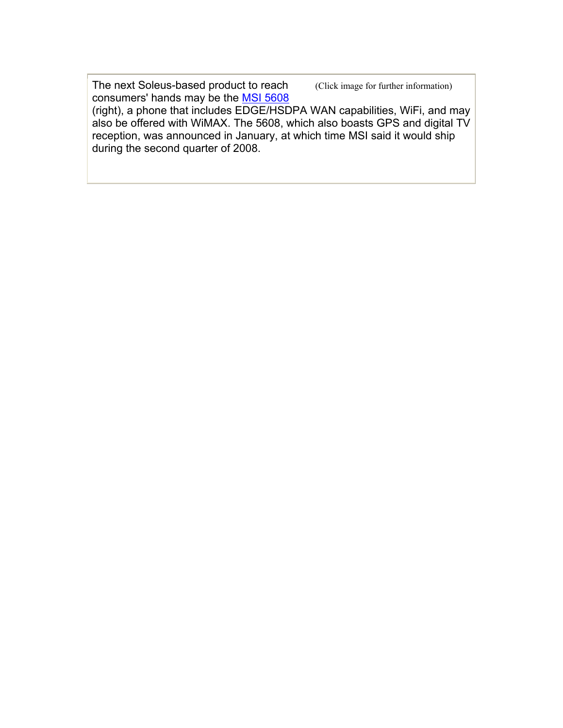The next Soleus-based product to reach consumers' hands may be the MSI 5608 (right), a phone that includes EDGE/HSDPA WAN capabilities, WiFi, and may also be offered with WiMAX. The 5608, which also boasts GPS and digital TV reception, was announced in January, at which time MSI said it would ship during the second quarter of 2008.

(Click image for further information)